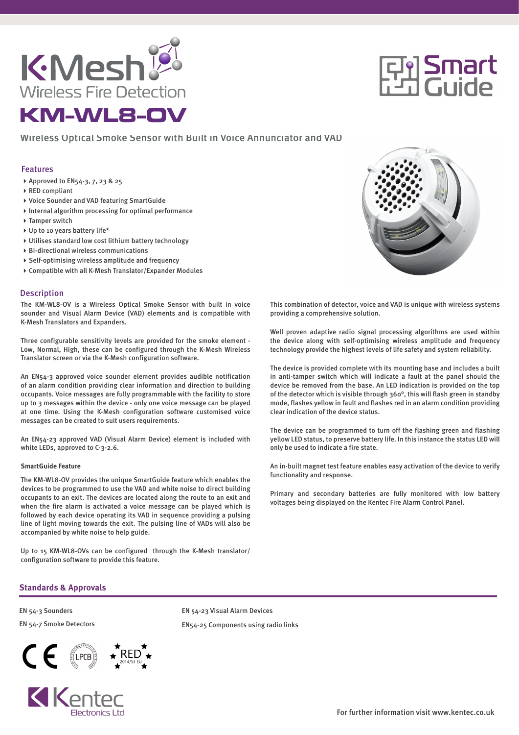# K·Mesh

Wireless Fire Detection

# KM-WL8-OV

Smart Guide

Wireless Optical Smoke Sensor with Built in Voice Annunciator and VAD

## Features

- Approved to EN54-3, 7, 23 & 25
- RED compliant
- Voice Sounder and VAD featuring SmartGuide
- Internal algorithm processing for optimal performance
- Tamper switch
- Up to 10 years battery life*
- Utilises standard low cost lithium battery technology
- Bi-directional wireless communications
- Self-optimising wireless amplitude and frequency
- Compatible with all K-Mesh Translator/Expander Modules

## Description

The KM-WL8-OV is a Wireless Optical Smoke Sensor with built in voice sounder and Visual Alarm Device (VAD) elements and is compatible with K-Mesh Translators and Expanders.

Three configurable sensitivity levels are provided for the smoke element - Low, Normal, High, these can be configured through the K-Mesh Wireless Translator screen or via the K-Mesh configuration software.

An EN54-3 approved voice sounder element provides audible notification of an alarm condition providing clear information and direction to building occupants. Voice messages are fully programmable with the facility to store up to 3 messages within the device - only one voice message can be played at one time. Using the K-Mesh configuration software customised voice messages can be created to suit users requirements.

An EN54-23 approved VAD (Visual Alarm Device) element is included with white LEDs, approved to C-3-2.6.

**SmartGuide Feature**

The KM-WL8-OV provides the unique SmartGuide feature which enables the devices to be programmed to use the VAD and white noise to direct building occupants to an exit. The devices are located along the route to an exit and when the fire alarm is activated a voice message can be played which is followed by each device operating its VAD in sequence providing a pulsing line of light moving towards the exit. The pulsing line of VADs will also be accompanied by white noise to help guide.

Up to 15 KM-WL8-OVs can be configured through the K-Mesh translator/ configuration software to provide this feature.

This combination of detector, voice and VAD is unique with wireless systems providing a comprehensive solution.

Well proven adaptive radio signal processing algorithms are used within the device along with self-optimising wireless amplitude and frequency technology provide the highest levels of life safety and system reliability.

The device is provided complete with its mounting base and includes a built in anti-tamper switch which will indicate a fault at the panel should the device be removed from the base. An LED indication is provided on the top of the detector which is visible through 360°, this will flash green in standby mode, flashes yellow in fault and flashes red in an alarm condition providing clear indication of the device status.

The device can be programmed to turn off the flashing green and flashing yellow LED status, to preserve battery life. In this instance the status LED will only be used to indicate a fire state.

An in-built magnet test feature enables easy activation of the device to verify functionality and response.

Primary and secondary batteries are fully monitored with low battery voltages being displayed on the Kentec Fire Alarm Control Panel.

## Standards & Approvals

EN 54-3 Sounders

EN 54-7 Smoke Detectors

EN 54-23 Visual Alarm Devices

EN54-25 Components using radio links

CE LPCB RED 2014/53 EU

Kentec Electronics Ltd

For further information visit www.kentec.co.uk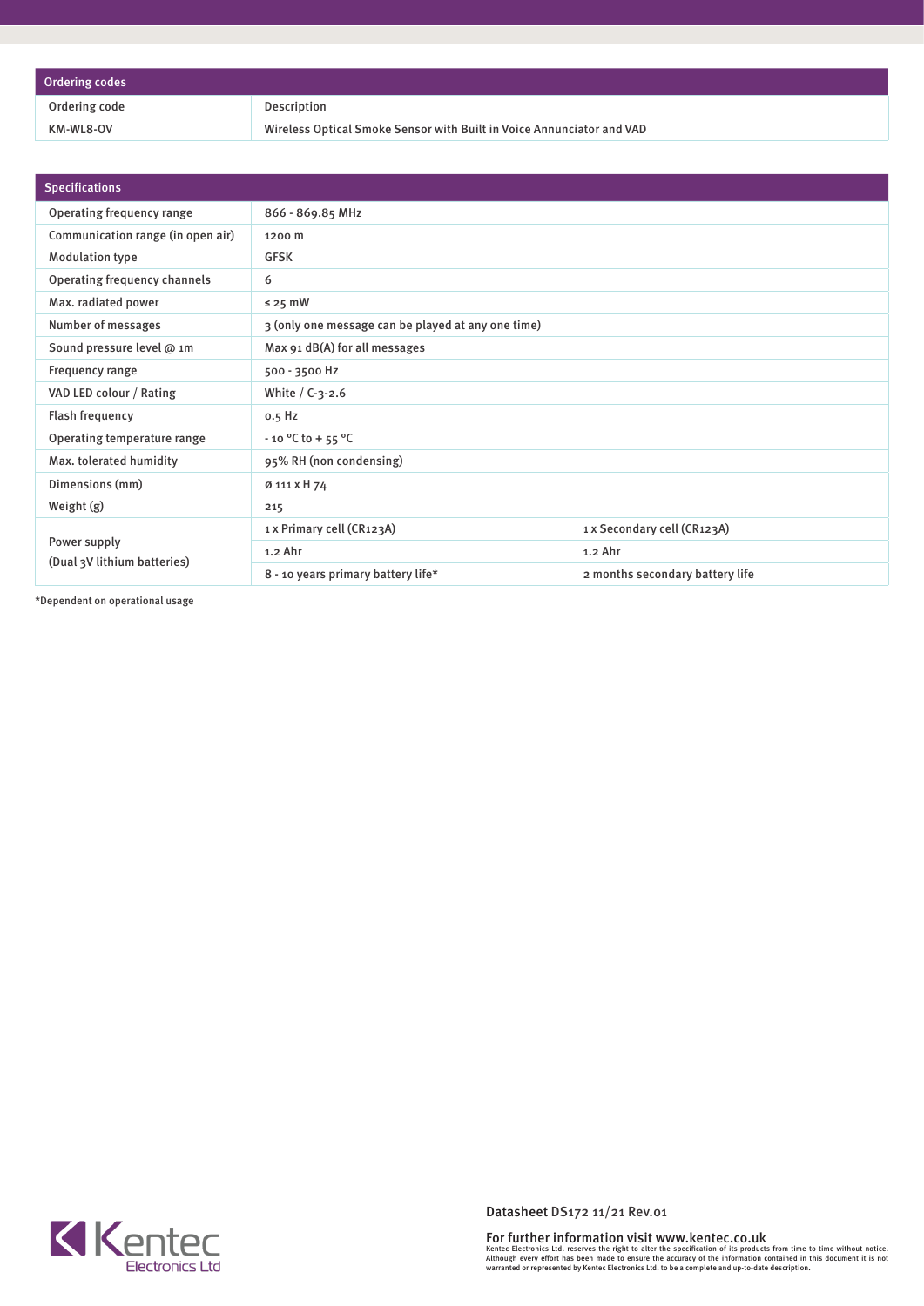| Ordering codes | |
|---|---|
| Ordering code | Description |
| KM-WL8-OV | Wireless Optical Smoke Sensor with Built in Voice Annunciator and VAD |

| Specifications | | |
|---|---|---|
| Operating frequency range | 866 - 869.85 MHz | |
| Communication range (in open air) | 1200 m | |
| Modulation type | GFSK | |
| Operating frequency channels | 6 | |
| Max. radiated power | ≤ 25 mW | |
| Number of messages | 3 (only one message can be played at any one time) | |
| Sound pressure level @ 1m | Max 91 dB(A) for all messages | |
| Frequency range | 500 - 3500 Hz | |
| VAD LED colour / Rating | White / C-3-2.6 | |
| Flash frequency | 0.5 Hz | |
| Operating temperature range | - 10 °C to + 55 °C | |
| Max. tolerated humidity | 95% RH (non condensing) | |
| Dimensions (mm) | ø 111 x H 74 | |
| Weight (g) | 215 | |
| Power supply (Dual 3V lithium batteries) | 1 x Primary cell (CR123A) | 1 x Secondary cell (CR123A) |
| | 1.2 Ahr | 1.2 Ahr |
| | 8 - 10 years primary battery life* | 2 months secondary battery life |

*Dependent on operational usage

Datasheet DS172 11/21 Rev.01

For further information visit www.kentec.co.uk

Kentec Electronics Ltd. reserves the right to alter the specification of its products from time to time without notice. Although every effort has been made to ensure the accuracy of the information contained in this document it is not warranted or represented by Kentec Electronics Ltd. to be a complete and up-to-date description.